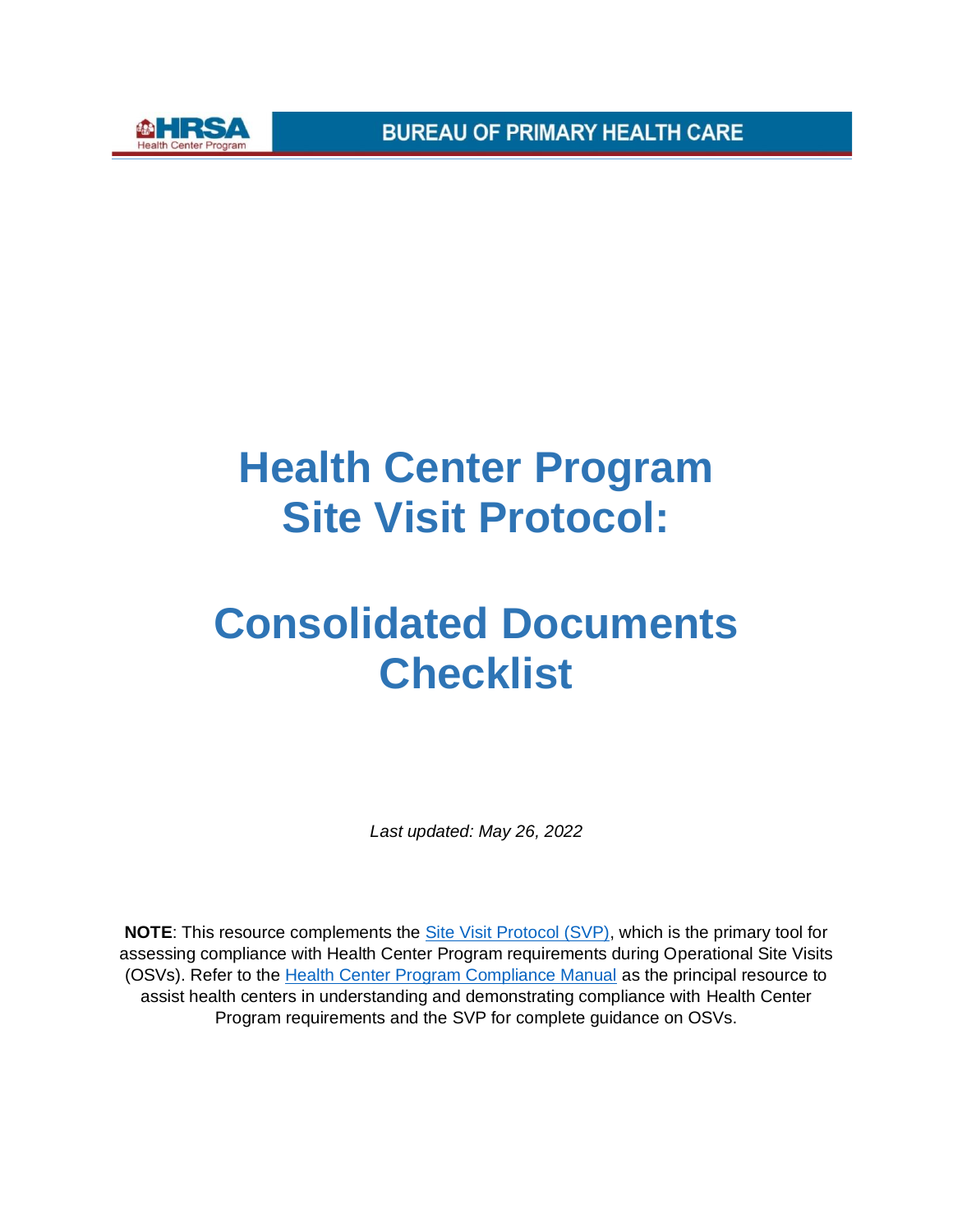# Health Center Program Site Visit Protocol:

# Consolidated Documents Checklist

*Last updated: May 26, 2022*

**NOTE**: This resource complements the Site Visit Protocol (SVP), which is the primary tool for assessing compliance with Health Center Program requirements during Operational Site Visits (OSVs). Refer to the Health Center Program Compliance Manual as the principal resource to assist health centers in understanding and demonstrating compliance with Health Center Program requirements and the SVP for complete guidance on OSVs.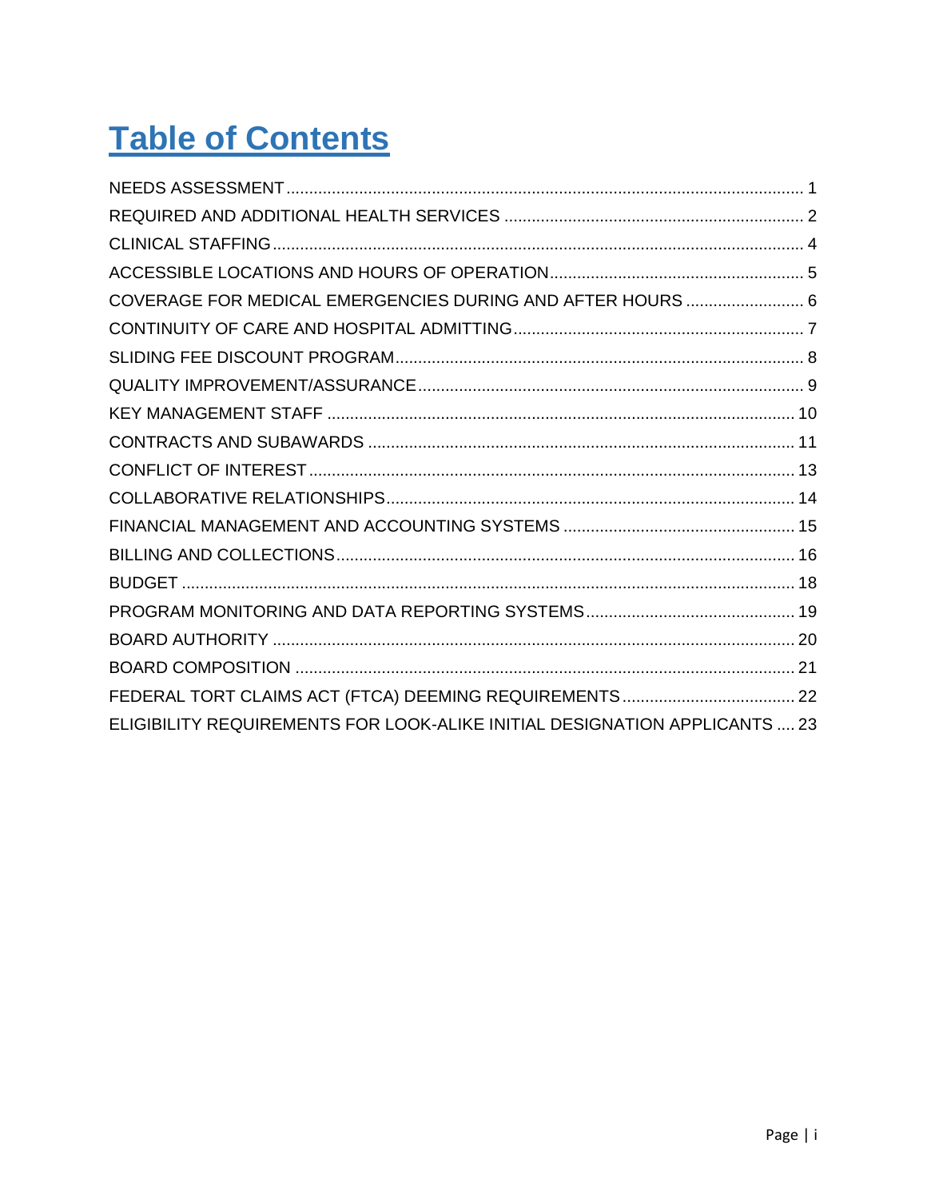# Table of Contents

NEEDS ASSESSMENT ........ 1
REQUIRED AND ADDITIONAL HEALTH SERVICES ........ 2
CLINICAL STAFFING ........ 4
ACCESSIBLE LOCATIONS AND HOURS OF OPERATION ........ 5
COVERAGE FOR MEDICAL EMERGENCIES DURING AND AFTER HOURS ........ 6
CONTINUITY OF CARE AND HOSPITAL ADMITTING ........ 7
SLIDING FEE DISCOUNT PROGRAM ........ 8
QUALITY IMPROVEMENT/ASSURANCE ........ 9
KEY MANAGEMENT STAFF ........ 10
CONTRACTS AND SUBAWARDS ........ 11
CONFLICT OF INTEREST ........ 13
COLLABORATIVE RELATIONSHIPS ........ 14
FINANCIAL MANAGEMENT AND ACCOUNTING SYSTEMS ........ 15
BILLING AND COLLECTIONS ........ 16
BUDGET ........ 18
PROGRAM MONITORING AND DATA REPORTING SYSTEMS ........ 19
BOARD AUTHORITY ........ 20
BOARD COMPOSITION ........ 21
FEDERAL TORT CLAIMS ACT (FTCA) DEEMING REQUIREMENTS ........ 22
ELIGIBILITY REQUIREMENTS FOR LOOK-ALIKE INITIAL DESIGNATION APPLICANTS ........ 23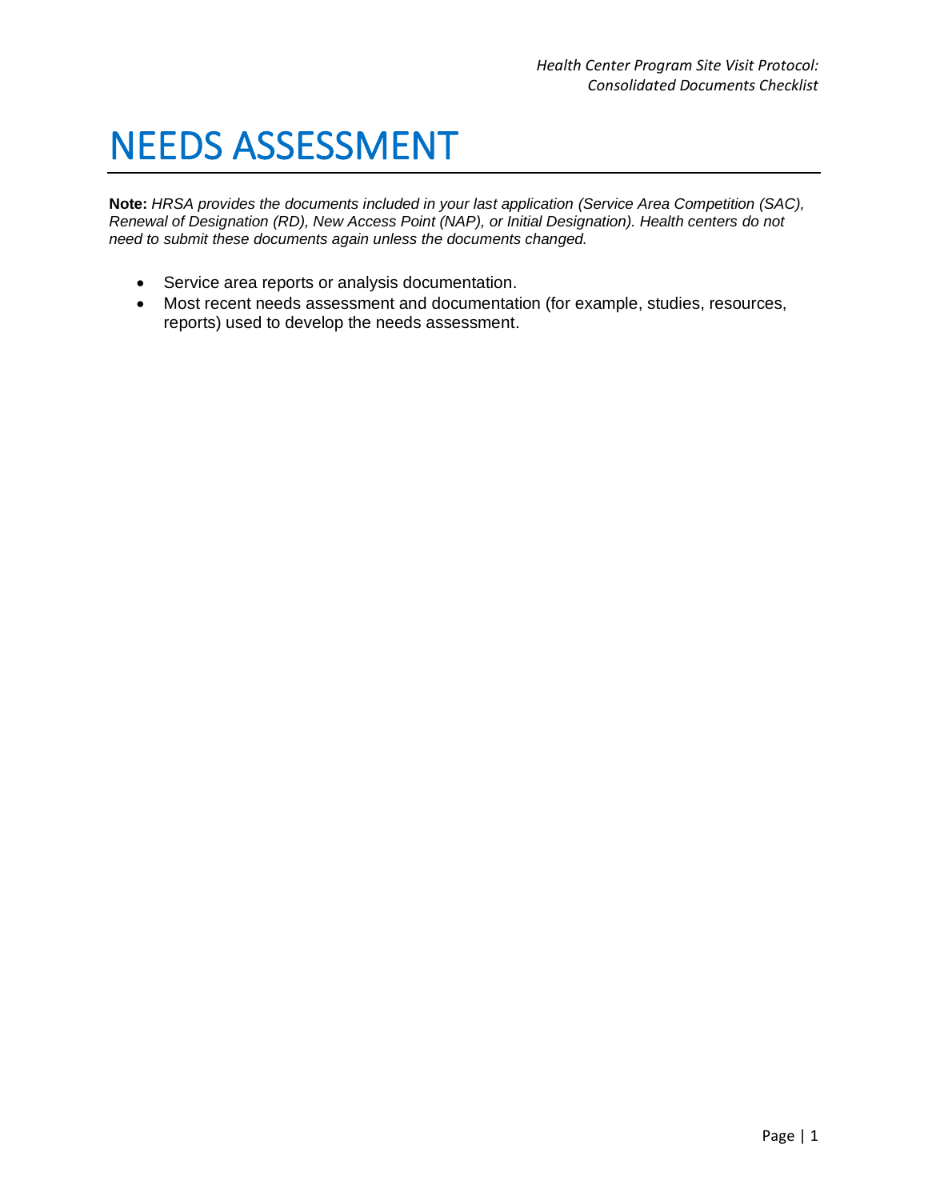# NEEDS ASSESSMENT

**Note:** *HRSA provides the documents included in your last application (Service Area Competition (SAC), Renewal of Designation (RD), New Access Point (NAP), or Initial Designation). Health centers do not need to submit these documents again unless the documents changed.*

- Service area reports or analysis documentation.
- Most recent needs assessment and documentation (for example, studies, resources, reports) used to develop the needs assessment.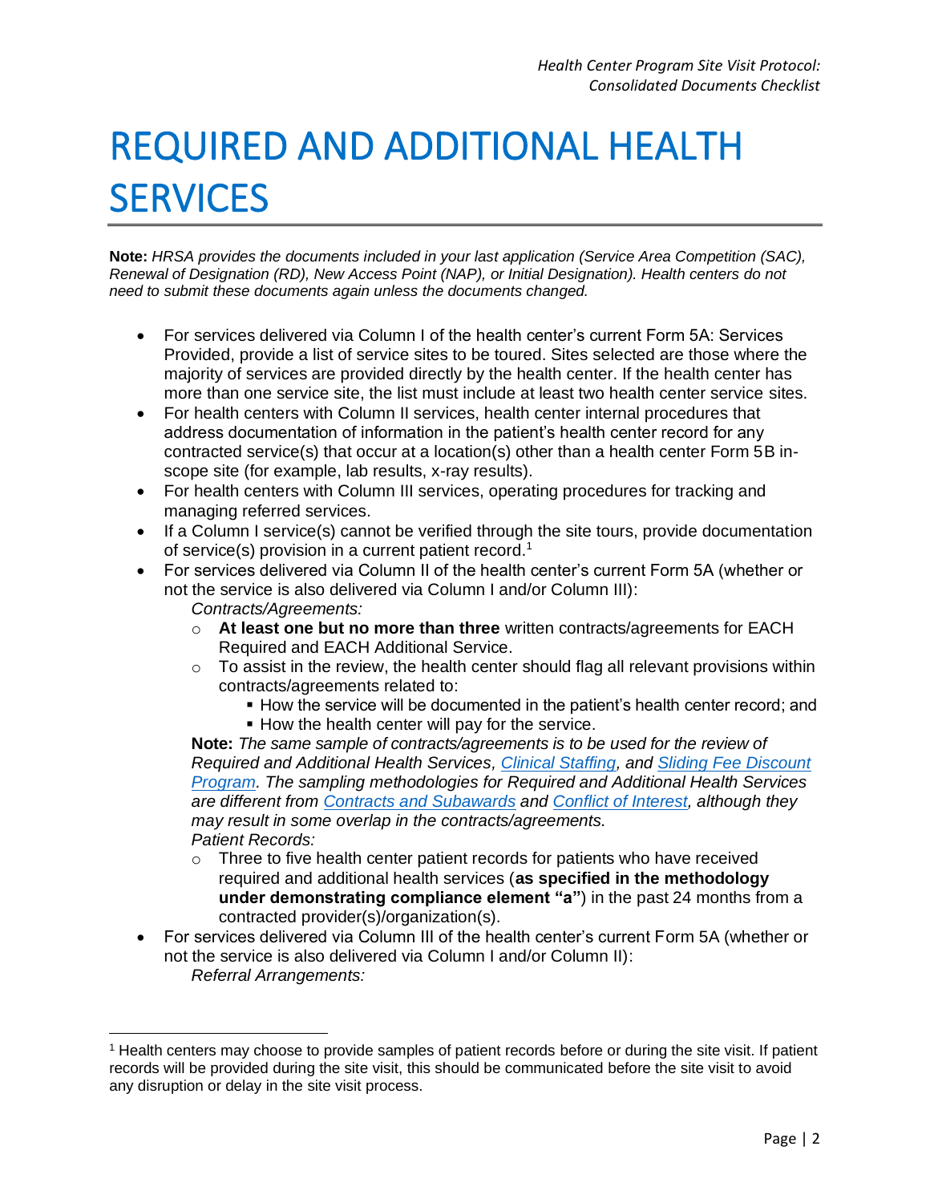# REQUIRED AND ADDITIONAL HEALTH SERVICES

**Note:** *HRSA provides the documents included in your last application (Service Area Competition (SAC), Renewal of Designation (RD), New Access Point (NAP), or Initial Designation). Health centers do not need to submit these documents again unless the documents changed.*

- For services delivered via Column I of the health center's current Form 5A: Services Provided, provide a list of service sites to be toured. Sites selected are those where the majority of services are provided directly by the health center. If the health center has more than one service site, the list must include at least two health center service sites.
- For health centers with Column II services, health center internal procedures that address documentation of information in the patient's health center record for any contracted service(s) that occur at a location(s) other than a health center Form 5B in-scope site (for example, lab results, x-ray results).
- For health centers with Column III services, operating procedures for tracking and managing referred services.
- If a Column I service(s) cannot be verified through the site tours, provide documentation of service(s) provision in a current patient record.[1]
- For services delivered via Column II of the health center's current Form 5A (whether or not the service is also delivered via Column I and/or Column III):

  *Contracts/Agreements:*
  - **At least one but no more than three** written contracts/agreements for EACH Required and EACH Additional Service.
  - To assist in the review, the health center should flag all relevant provisions within contracts/agreements related to:
    - How the service will be documented in the patient's health center record; and
    - How the health center will pay for the service.

  **Note:** *The same sample of contracts/agreements is to be used for the review of Required and Additional Health Services, Clinical Staffing, and Sliding Fee Discount Program. The sampling methodologies for Required and Additional Health Services are different from Contracts and Subawards and Conflict of Interest, although they may result in some overlap in the contracts/agreements.*

  *Patient Records:*
  - Three to five health center patient records for patients who have received required and additional health services (**as specified in the methodology under demonstrating compliance element "a"**) in the past 24 months from a contracted provider(s)/organization(s).
- For services delivered via Column III of the health center's current Form 5A (whether or not the service is also delivered via Column I and/or Column II):

  *Referral Arrangements:*

[1] Health centers may choose to provide samples of patient records before or during the site visit. If patient records will be provided during the site visit, this should be communicated before the site visit to avoid any disruption or delay in the site visit process.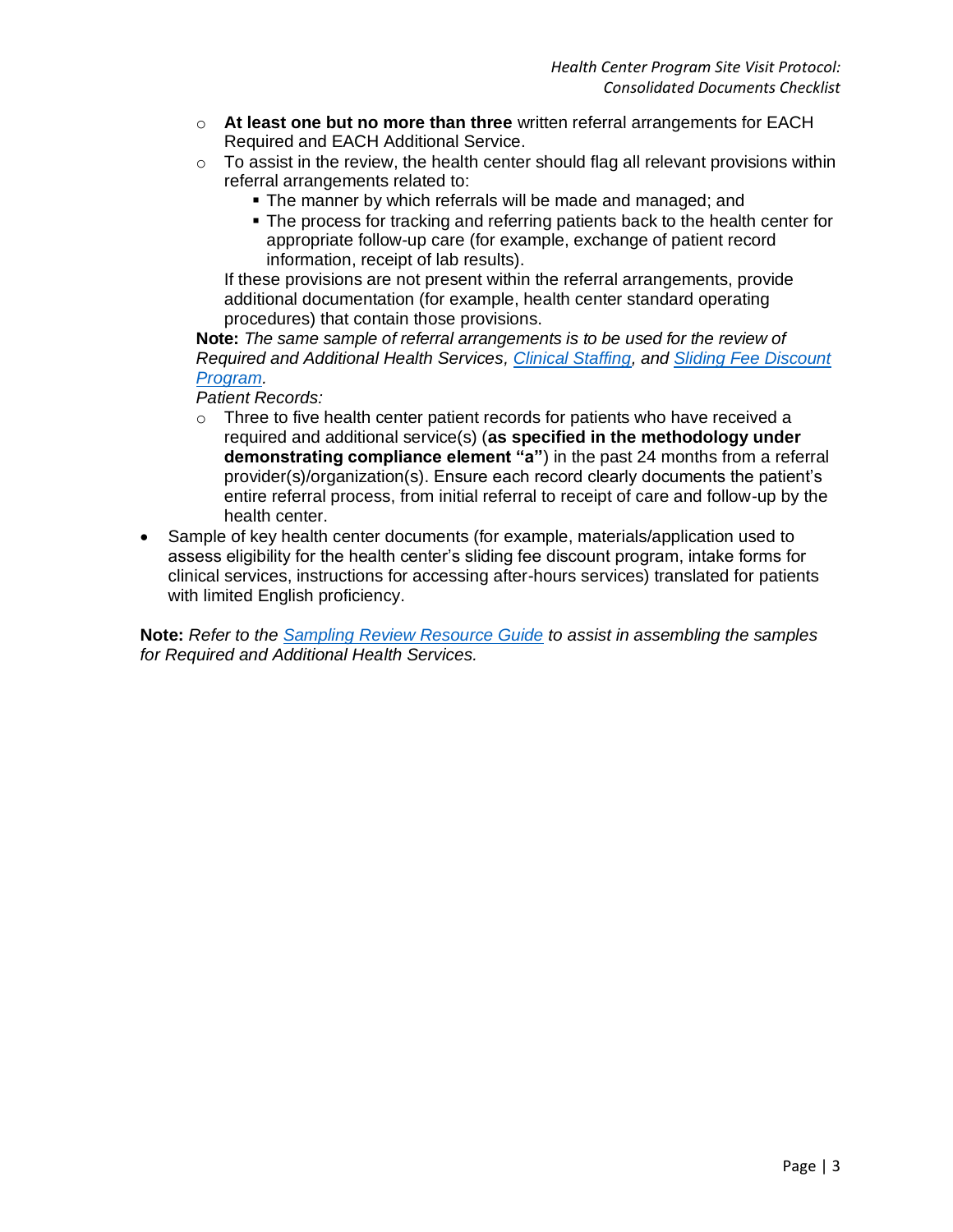- **At least one but no more than three** written referral arrangements for EACH Required and EACH Additional Service.
  - To assist in the review, the health center should flag all relevant provisions within referral arrangements related to:
    - The manner by which referrals will be made and managed; and
    - The process for tracking and referring patients back to the health center for appropriate follow-up care (for example, exchange of patient record information, receipt of lab results).

    If these provisions are not present within the referral arrangements, provide additional documentation (for example, health center standard operating procedures) that contain those provisions.

  **Note:** *The same sample of referral arrangements is to be used for the review of Required and Additional Health Services, [Clinical Staffing](), and [Sliding Fee Discount Program]().*

  *Patient Records:*

  - Three to five health center patient records for patients who have received a required and additional service(s) (**as specified in the methodology under demonstrating compliance element "a"**) in the past 24 months from a referral provider(s)/organization(s). Ensure each record clearly documents the patient's entire referral process, from initial referral to receipt of care and follow-up by the health center.
- Sample of key health center documents (for example, materials/application used to assess eligibility for the health center's sliding fee discount program, intake forms for clinical services, instructions for accessing after-hours services) translated for patients with limited English proficiency.

**Note:** *Refer to the [Sampling Review Resource Guide]() to assist in assembling the samples for Required and Additional Health Services.*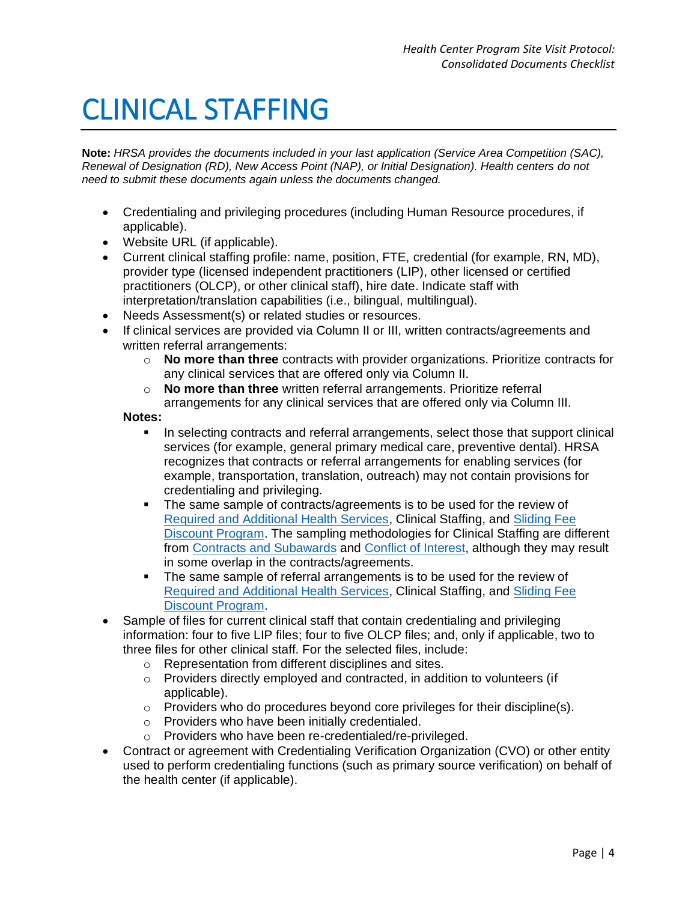# CLINICAL STAFFING

**Note:** *HRSA provides the documents included in your last application (Service Area Competition (SAC), Renewal of Designation (RD), New Access Point (NAP), or Initial Designation). Health centers do not need to submit these documents again unless the documents changed.*

- Credentialing and privileging procedures (including Human Resource procedures, if applicable).
- Website URL (if applicable).
- Current clinical staffing profile: name, position, FTE, credential (for example, RN, MD), provider type (licensed independent practitioners (LIP), other licensed or certified practitioners (OLCP), or other clinical staff), hire date. Indicate staff with interpretation/translation capabilities (i.e., bilingual, multilingual).
- Needs Assessment(s) or related studies or resources.
- If clinical services are provided via Column II or III, written contracts/agreements and written referral arrangements:
  - **No more than three** contracts with provider organizations. Prioritize contracts for any clinical services that are offered only via Column II.
  - **No more than three** written referral arrangements. Prioritize referral arrangements for any clinical services that are offered only via Column III.

  **Notes:**
  - In selecting contracts and referral arrangements, select those that support clinical services (for example, general primary medical care, preventive dental). HRSA recognizes that contracts or referral arrangements for enabling services (for example, transportation, translation, outreach) may not contain provisions for credentialing and privileging.
  - The same sample of contracts/agreements is to be used for the review of Required and Additional Health Services, Clinical Staffing, and Sliding Fee Discount Program. The sampling methodologies for Clinical Staffing are different from Contracts and Subawards and Conflict of Interest, although they may result in some overlap in the contracts/agreements.
  - The same sample of referral arrangements is to be used for the review of Required and Additional Health Services, Clinical Staffing, and Sliding Fee Discount Program.
- Sample of files for current clinical staff that contain credentialing and privileging information: four to five LIP files; four to five OLCP files; and, only if applicable, two to three files for other clinical staff. For the selected files, include:
  - Representation from different disciplines and sites.
  - Providers directly employed and contracted, in addition to volunteers (if applicable).
  - Providers who do procedures beyond core privileges for their discipline(s).
  - Providers who have been initially credentialed.
  - Providers who have been re-credentialed/re-privileged.
- Contract or agreement with Credentialing Verification Organization (CVO) or other entity used to perform credentialing functions (such as primary source verification) on behalf of the health center (if applicable).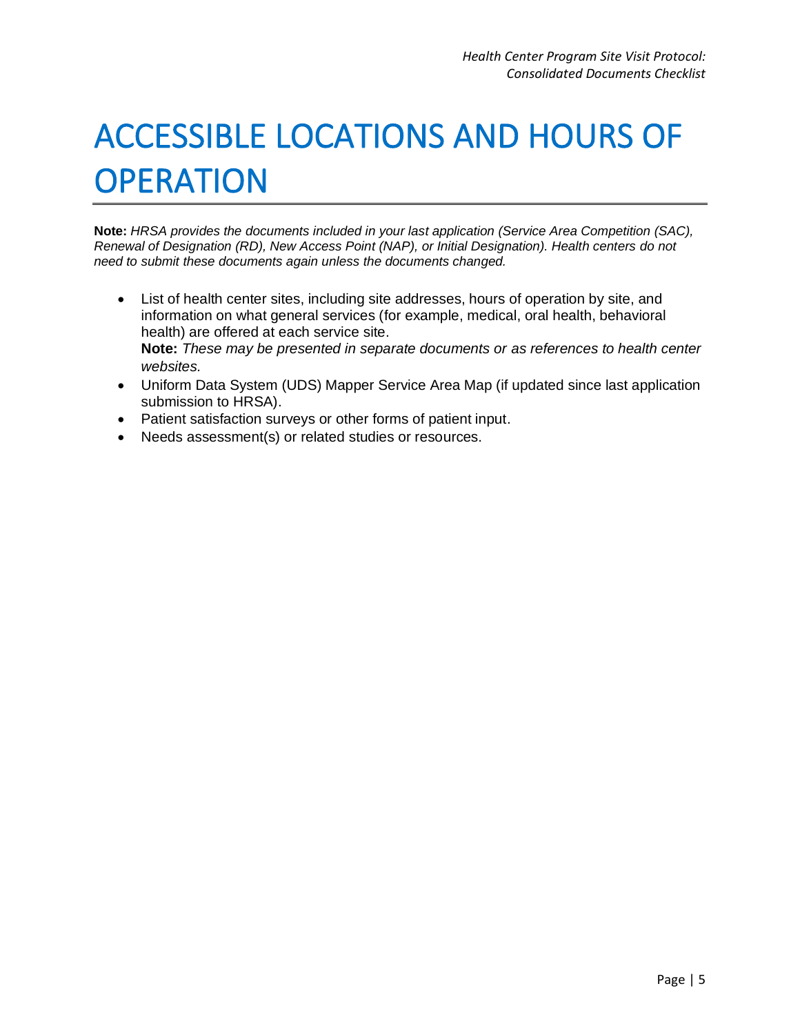# ACCESSIBLE LOCATIONS AND HOURS OF OPERATION

**Note:** *HRSA provides the documents included in your last application (Service Area Competition (SAC), Renewal of Designation (RD), New Access Point (NAP), or Initial Designation). Health centers do not need to submit these documents again unless the documents changed.*

- List of health center sites, including site addresses, hours of operation by site, and information on what general services (for example, medical, oral health, behavioral health) are offered at each service site.
  **Note:** *These may be presented in separate documents or as references to health center websites.*
- Uniform Data System (UDS) Mapper Service Area Map (if updated since last application submission to HRSA).
- Patient satisfaction surveys or other forms of patient input.
- Needs assessment(s) or related studies or resources.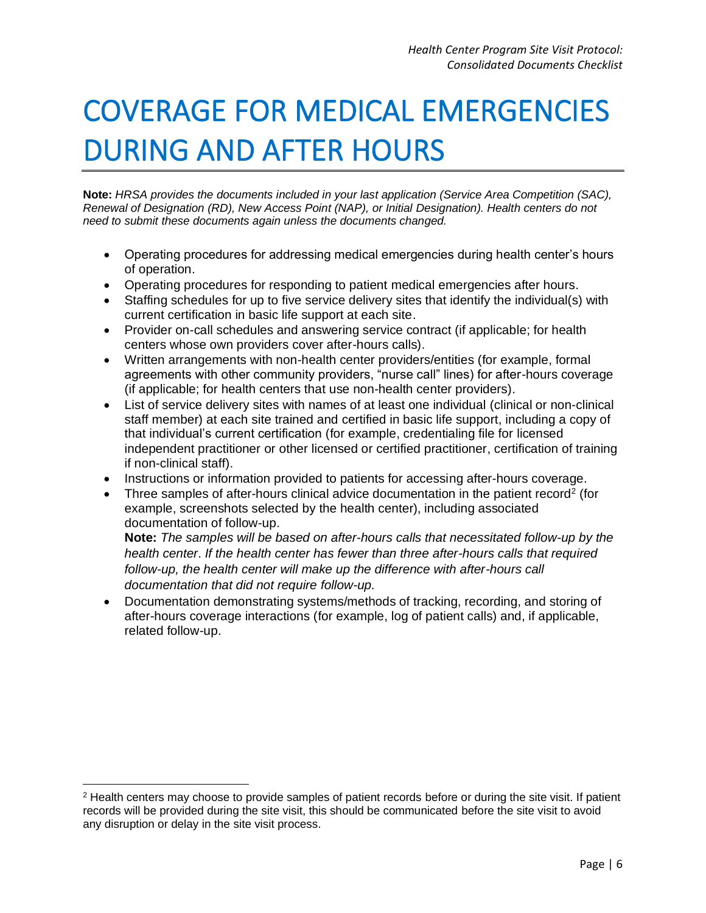# COVERAGE FOR MEDICAL EMERGENCIES DURING AND AFTER HOURS

**Note:** *HRSA provides the documents included in your last application (Service Area Competition (SAC), Renewal of Designation (RD), New Access Point (NAP), or Initial Designation). Health centers do not need to submit these documents again unless the documents changed.*

- Operating procedures for addressing medical emergencies during health center's hours of operation.
- Operating procedures for responding to patient medical emergencies after hours.
- Staffing schedules for up to five service delivery sites that identify the individual(s) with current certification in basic life support at each site.
- Provider on-call schedules and answering service contract (if applicable; for health centers whose own providers cover after-hours calls).
- Written arrangements with non-health center providers/entities (for example, formal agreements with other community providers, "nurse call" lines) for after-hours coverage (if applicable; for health centers that use non-health center providers).
- List of service delivery sites with names of at least one individual (clinical or non-clinical staff member) at each site trained and certified in basic life support, including a copy of that individual's current certification (for example, credentialing file for licensed independent practitioner or other licensed or certified practitioner, certification of training if non-clinical staff).
- Instructions or information provided to patients for accessing after-hours coverage.
- Three samples of after-hours clinical advice documentation in the patient record[2] (for example, screenshots selected by the health center), including associated documentation of follow-up.

  **Note:** *The samples will be based on after-hours calls that necessitated follow-up by the health center. If the health center has fewer than three after-hours calls that required follow-up, the health center will make up the difference with after-hours call documentation that did not require follow-up.*
- Documentation demonstrating systems/methods of tracking, recording, and storing of after-hours coverage interactions (for example, log of patient calls) and, if applicable, related follow-up.

[2] Health centers may choose to provide samples of patient records before or during the site visit. If patient records will be provided during the site visit, this should be communicated before the site visit to avoid any disruption or delay in the site visit process.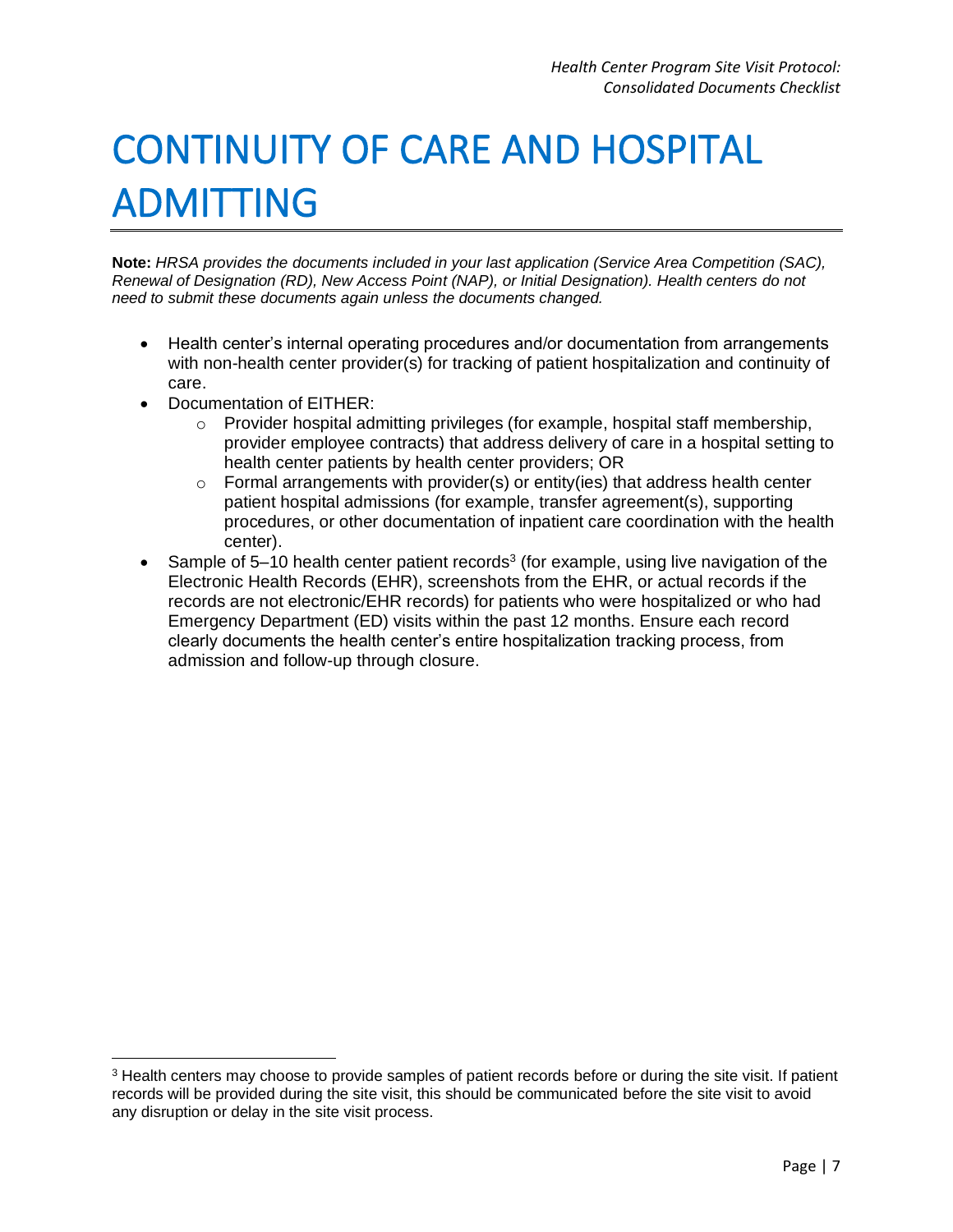# CONTINUITY OF CARE AND HOSPITAL ADMITTING

**Note:** *HRSA provides the documents included in your last application (Service Area Competition (SAC), Renewal of Designation (RD), New Access Point (NAP), or Initial Designation). Health centers do not need to submit these documents again unless the documents changed.*

- Health center's internal operating procedures and/or documentation from arrangements with non-health center provider(s) for tracking of patient hospitalization and continuity of care.
- Documentation of EITHER:
  - Provider hospital admitting privileges (for example, hospital staff membership, provider employee contracts) that address delivery of care in a hospital setting to health center patients by health center providers; OR
  - Formal arrangements with provider(s) or entity(ies) that address health center patient hospital admissions (for example, transfer agreement(s), supporting procedures, or other documentation of inpatient care coordination with the health center).
- Sample of 5–10 health center patient records[3] (for example, using live navigation of the Electronic Health Records (EHR), screenshots from the EHR, or actual records if the records are not electronic/EHR records) for patients who were hospitalized or who had Emergency Department (ED) visits within the past 12 months. Ensure each record clearly documents the health center's entire hospitalization tracking process, from admission and follow-up through closure.

[3] Health centers may choose to provide samples of patient records before or during the site visit. If patient records will be provided during the site visit, this should be communicated before the site visit to avoid any disruption or delay in the site visit process.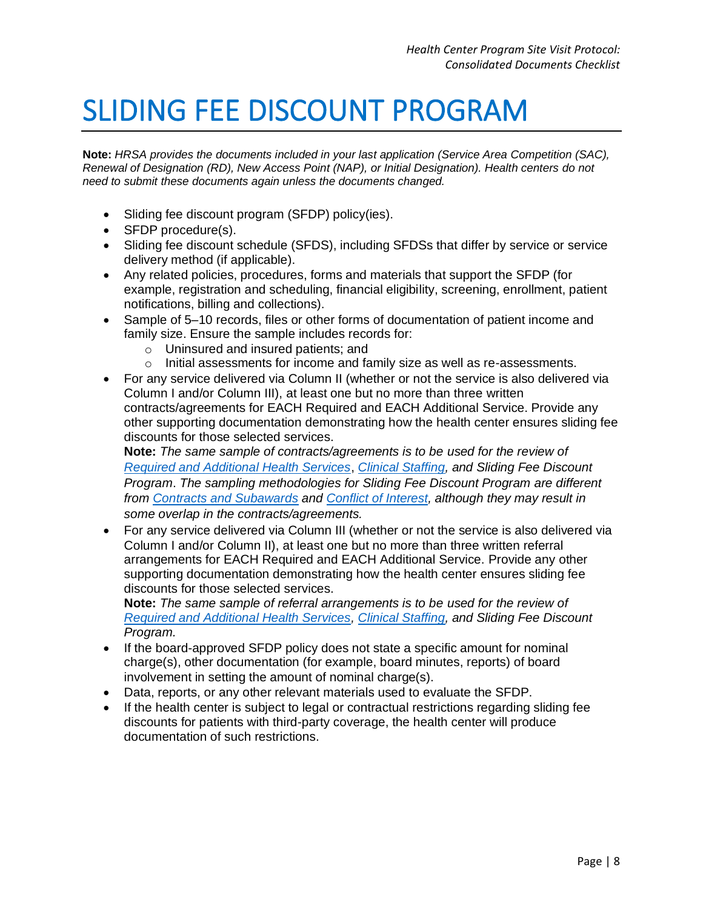# SLIDING FEE DISCOUNT PROGRAM

**Note:** *HRSA provides the documents included in your last application (Service Area Competition (SAC), Renewal of Designation (RD), New Access Point (NAP), or Initial Designation). Health centers do not need to submit these documents again unless the documents changed.*

- Sliding fee discount program (SFDP) policy(ies).
- SFDP procedure(s).
- Sliding fee discount schedule (SFDS), including SFDSs that differ by service or service delivery method (if applicable).
- Any related policies, procedures, forms and materials that support the SFDP (for example, registration and scheduling, financial eligibility, screening, enrollment, patient notifications, billing and collections).
- Sample of 5–10 records, files or other forms of documentation of patient income and family size. Ensure the sample includes records for:
    - Uninsured and insured patients; and
    - Initial assessments for income and family size as well as re-assessments.
- For any service delivered via Column II (whether or not the service is also delivered via Column I and/or Column III), at least one but no more than three written contracts/agreements for EACH Required and EACH Additional Service. Provide any other supporting documentation demonstrating how the health center ensures sliding fee discounts for those selected services.
  **Note:** *The same sample of contracts/agreements is to be used for the review of Required and Additional Health Services, Clinical Staffing, and Sliding Fee Discount Program. The sampling methodologies for Sliding Fee Discount Program are different from Contracts and Subawards and Conflict of Interest, although they may result in some overlap in the contracts/agreements.*
- For any service delivered via Column III (whether or not the service is also delivered via Column I and/or Column II), at least one but no more than three written referral arrangements for EACH Required and EACH Additional Service. Provide any other supporting documentation demonstrating how the health center ensures sliding fee discounts for those selected services.
  **Note:** *The same sample of referral arrangements is to be used for the review of Required and Additional Health Services, Clinical Staffing, and Sliding Fee Discount Program.*
- If the board-approved SFDP policy does not state a specific amount for nominal charge(s), other documentation (for example, board minutes, reports) of board involvement in setting the amount of nominal charge(s).
- Data, reports, or any other relevant materials used to evaluate the SFDP.
- If the health center is subject to legal or contractual restrictions regarding sliding fee discounts for patients with third-party coverage, the health center will produce documentation of such restrictions.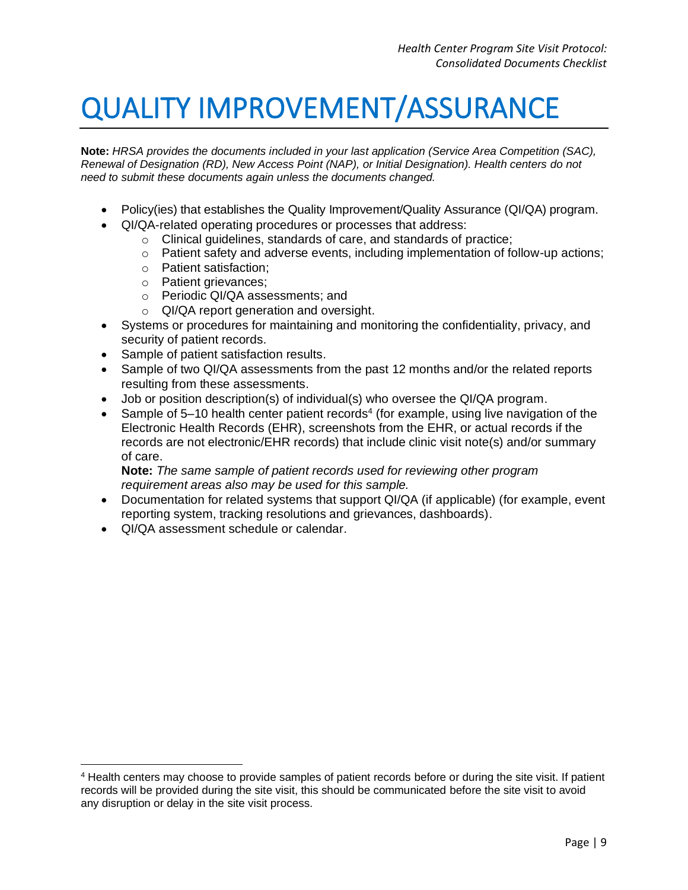# QUALITY IMPROVEMENT/ASSURANCE

**Note:** *HRSA provides the documents included in your last application (Service Area Competition (SAC), Renewal of Designation (RD), New Access Point (NAP), or Initial Designation). Health centers do not need to submit these documents again unless the documents changed.*

- Policy(ies) that establishes the Quality Improvement/Quality Assurance (QI/QA) program.
- QI/QA-related operating procedures or processes that address:
  - Clinical guidelines, standards of care, and standards of practice;
  - Patient safety and adverse events, including implementation of follow-up actions;
  - Patient satisfaction;
  - Patient grievances;
  - Periodic QI/QA assessments; and
  - QI/QA report generation and oversight.
- Systems or procedures for maintaining and monitoring the confidentiality, privacy, and security of patient records.
- Sample of patient satisfaction results.
- Sample of two QI/QA assessments from the past 12 months and/or the related reports resulting from these assessments.
- Job or position description(s) of individual(s) who oversee the QI/QA program.
- Sample of 5–10 health center patient records[4] (for example, using live navigation of the Electronic Health Records (EHR), screenshots from the EHR, or actual records if the records are not electronic/EHR records) that include clinic visit note(s) and/or summary of care.

  **Note:** *The same sample of patient records used for reviewing other program requirement areas also may be used for this sample.*
- Documentation for related systems that support QI/QA (if applicable) (for example, event reporting system, tracking resolutions and grievances, dashboards).
- QI/QA assessment schedule or calendar.

[4] Health centers may choose to provide samples of patient records before or during the site visit. If patient records will be provided during the site visit, this should be communicated before the site visit to avoid any disruption or delay in the site visit process.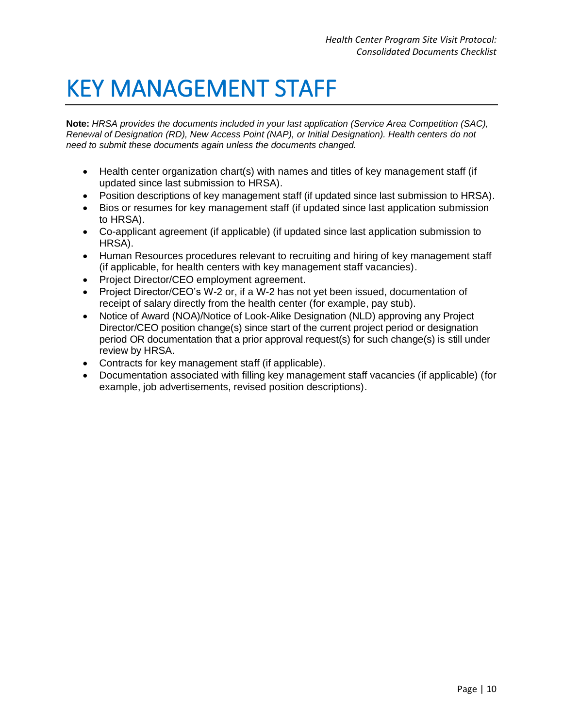# KEY MANAGEMENT STAFF

**Note:** *HRSA provides the documents included in your last application (Service Area Competition (SAC), Renewal of Designation (RD), New Access Point (NAP), or Initial Designation). Health centers do not need to submit these documents again unless the documents changed.*

- Health center organization chart(s) with names and titles of key management staff (if updated since last submission to HRSA).
- Position descriptions of key management staff (if updated since last submission to HRSA).
- Bios or resumes for key management staff (if updated since last application submission to HRSA).
- Co-applicant agreement (if applicable) (if updated since last application submission to HRSA).
- Human Resources procedures relevant to recruiting and hiring of key management staff (if applicable, for health centers with key management staff vacancies).
- Project Director/CEO employment agreement.
- Project Director/CEO's W-2 or, if a W-2 has not yet been issued, documentation of receipt of salary directly from the health center (for example, pay stub).
- Notice of Award (NOA)/Notice of Look-Alike Designation (NLD) approving any Project Director/CEO position change(s) since start of the current project period or designation period OR documentation that a prior approval request(s) for such change(s) is still under review by HRSA.
- Contracts for key management staff (if applicable).
- Documentation associated with filling key management staff vacancies (if applicable) (for example, job advertisements, revised position descriptions).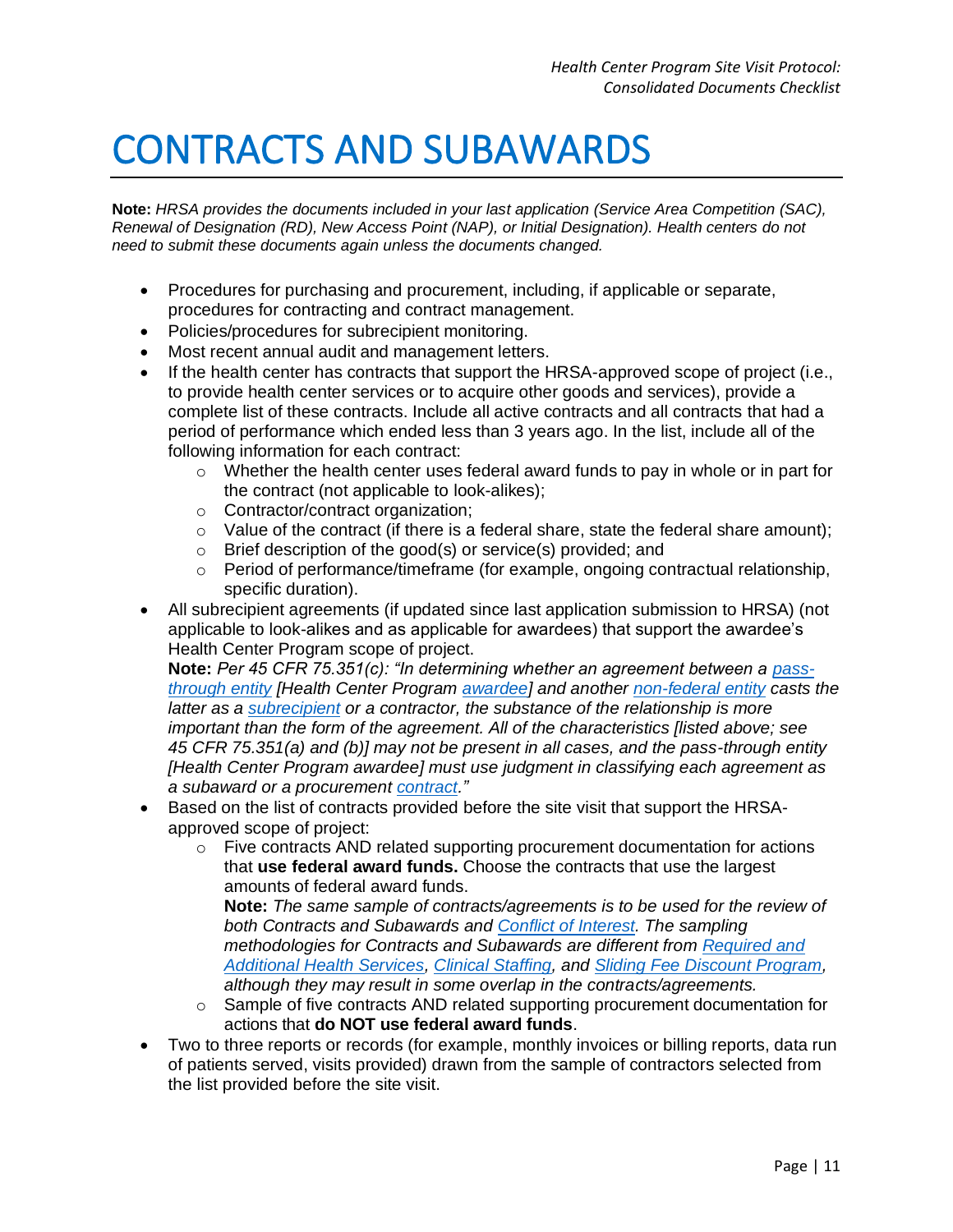# CONTRACTS AND SUBAWARDS

**Note:** *HRSA provides the documents included in your last application (Service Area Competition (SAC), Renewal of Designation (RD), New Access Point (NAP), or Initial Designation). Health centers do not need to submit these documents again unless the documents changed.*

- Procedures for purchasing and procurement, including, if applicable or separate, procedures for contracting and contract management.
- Policies/procedures for subrecipient monitoring.
- Most recent annual audit and management letters.
- If the health center has contracts that support the HRSA-approved scope of project (i.e., to provide health center services or to acquire other goods and services), provide a complete list of these contracts. Include all active contracts and all contracts that had a period of performance which ended less than 3 years ago. In the list, include all of the following information for each contract:
    - Whether the health center uses federal award funds to pay in whole or in part for the contract (not applicable to look-alikes);
    - Contractor/contract organization;
    - Value of the contract (if there is a federal share, state the federal share amount);
    - Brief description of the good(s) or service(s) provided; and
    - Period of performance/timeframe (for example, ongoing contractual relationship, specific duration).
- All subrecipient agreements (if updated since last application submission to HRSA) (not applicable to look-alikes and as applicable for awardees) that support the awardee's Health Center Program scope of project.
  **Note:** *Per 45 CFR 75.351(c): "In determining whether an agreement between a pass-through entity [Health Center Program awardee] and another non-federal entity casts the latter as a subrecipient or a contractor, the substance of the relationship is more important than the form of the agreement. All of the characteristics [listed above; see 45 CFR 75.351(a) and (b)] may not be present in all cases, and the pass-through entity [Health Center Program awardee] must use judgment in classifying each agreement as a subaward or a procurement contract."*
- Based on the list of contracts provided before the site visit that support the HRSA-approved scope of project:
    - Five contracts AND related supporting procurement documentation for actions that **use federal award funds.** Choose the contracts that use the largest amounts of federal award funds.
      **Note:** *The same sample of contracts/agreements is to be used for the review of both Contracts and Subawards and Conflict of Interest. The sampling methodologies for Contracts and Subawards are different from Required and Additional Health Services, Clinical Staffing, and Sliding Fee Discount Program, although they may result in some overlap in the contracts/agreements.*
    - Sample of five contracts AND related supporting procurement documentation for actions that **do NOT use federal award funds**.
- Two to three reports or records (for example, monthly invoices or billing reports, data run of patients served, visits provided) drawn from the sample of contractors selected from the list provided before the site visit.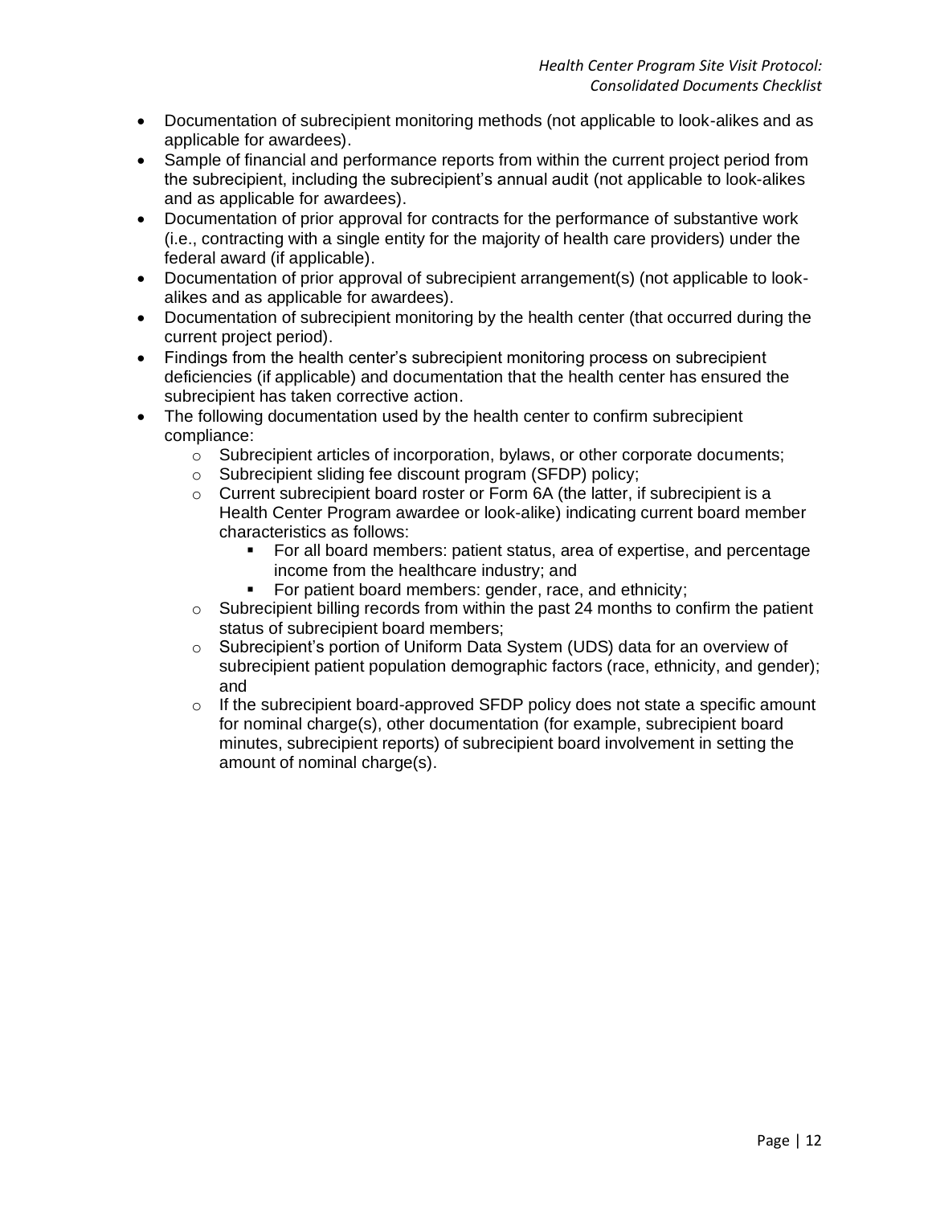- Documentation of subrecipient monitoring methods (not applicable to look-alikes and as applicable for awardees).
- Sample of financial and performance reports from within the current project period from the subrecipient, including the subrecipient's annual audit (not applicable to look-alikes and as applicable for awardees).
- Documentation of prior approval for contracts for the performance of substantive work (i.e., contracting with a single entity for the majority of health care providers) under the federal award (if applicable).
- Documentation of prior approval of subrecipient arrangement(s) (not applicable to look-alikes and as applicable for awardees).
- Documentation of subrecipient monitoring by the health center (that occurred during the current project period).
- Findings from the health center's subrecipient monitoring process on subrecipient deficiencies (if applicable) and documentation that the health center has ensured the subrecipient has taken corrective action.
- The following documentation used by the health center to confirm subrecipient compliance:
  - Subrecipient articles of incorporation, bylaws, or other corporate documents;
  - Subrecipient sliding fee discount program (SFDP) policy;
  - Current subrecipient board roster or Form 6A (the latter, if subrecipient is a Health Center Program awardee or look-alike) indicating current board member characteristics as follows:
    - For all board members: patient status, area of expertise, and percentage income from the healthcare industry; and
    - For patient board members: gender, race, and ethnicity;
  - Subrecipient billing records from within the past 24 months to confirm the patient status of subrecipient board members;
  - Subrecipient's portion of Uniform Data System (UDS) data for an overview of subrecipient patient population demographic factors (race, ethnicity, and gender); and
  - If the subrecipient board-approved SFDP policy does not state a specific amount for nominal charge(s), other documentation (for example, subrecipient board minutes, subrecipient reports) of subrecipient board involvement in setting the amount of nominal charge(s).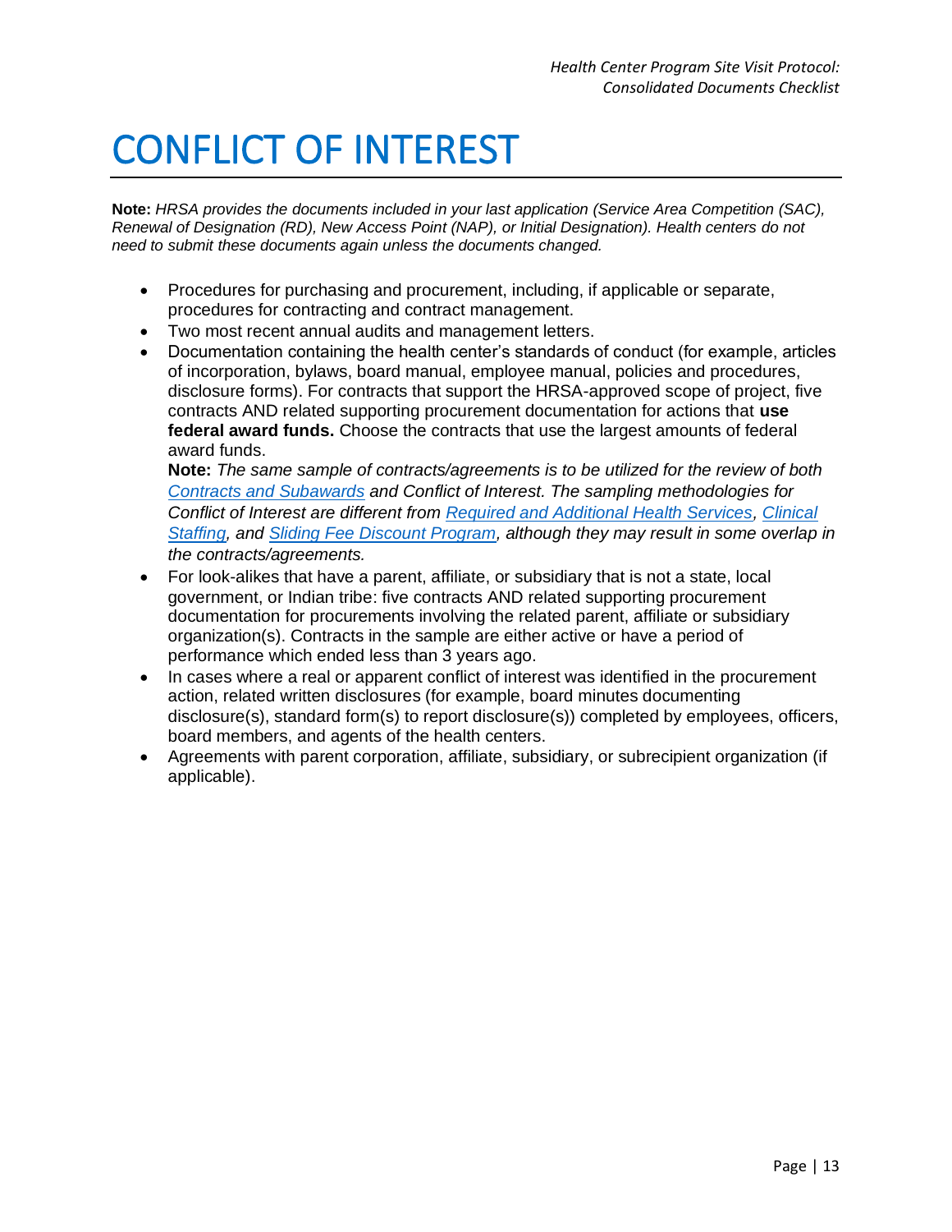# CONFLICT OF INTEREST

**Note:** *HRSA provides the documents included in your last application (Service Area Competition (SAC), Renewal of Designation (RD), New Access Point (NAP), or Initial Designation). Health centers do not need to submit these documents again unless the documents changed.*

- Procedures for purchasing and procurement, including, if applicable or separate, procedures for contracting and contract management.
- Two most recent annual audits and management letters.
- Documentation containing the health center's standards of conduct (for example, articles of incorporation, bylaws, board manual, employee manual, policies and procedures, disclosure forms). For contracts that support the HRSA-approved scope of project, five contracts AND related supporting procurement documentation for actions that **use federal award funds.** Choose the contracts that use the largest amounts of federal award funds.
  **Note:** *The same sample of contracts/agreements is to be utilized for the review of both Contracts and Subawards and Conflict of Interest. The sampling methodologies for Conflict of Interest are different from Required and Additional Health Services, Clinical Staffing, and Sliding Fee Discount Program, although they may result in some overlap in the contracts/agreements.*
- For look-alikes that have a parent, affiliate, or subsidiary that is not a state, local government, or Indian tribe: five contracts AND related supporting procurement documentation for procurements involving the related parent, affiliate or subsidiary organization(s). Contracts in the sample are either active or have a period of performance which ended less than 3 years ago.
- In cases where a real or apparent conflict of interest was identified in the procurement action, related written disclosures (for example, board minutes documenting disclosure(s), standard form(s) to report disclosure(s)) completed by employees, officers, board members, and agents of the health centers.
- Agreements with parent corporation, affiliate, subsidiary, or subrecipient organization (if applicable).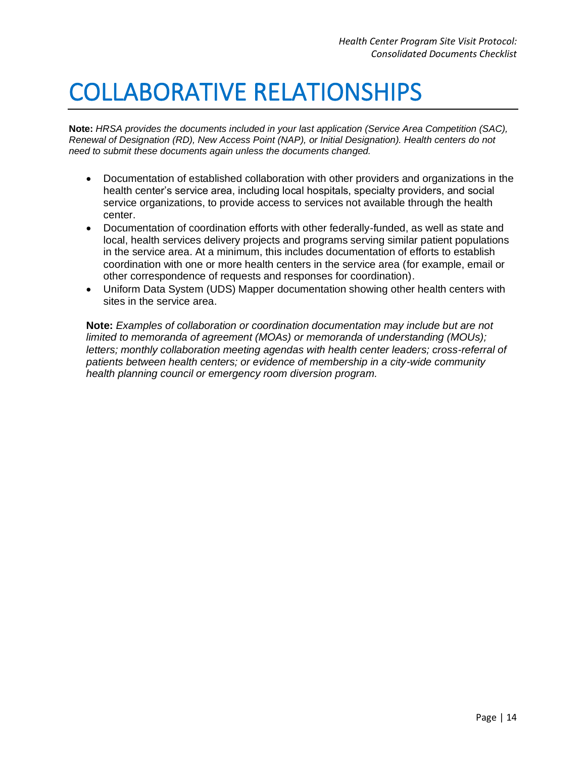# COLLABORATIVE RELATIONSHIPS

**Note:** *HRSA provides the documents included in your last application (Service Area Competition (SAC), Renewal of Designation (RD), New Access Point (NAP), or Initial Designation). Health centers do not need to submit these documents again unless the documents changed.*

- Documentation of established collaboration with other providers and organizations in the health center's service area, including local hospitals, specialty providers, and social service organizations, to provide access to services not available through the health center.
- Documentation of coordination efforts with other federally-funded, as well as state and local, health services delivery projects and programs serving similar patient populations in the service area. At a minimum, this includes documentation of efforts to establish coordination with one or more health centers in the service area (for example, email or other correspondence of requests and responses for coordination).
- Uniform Data System (UDS) Mapper documentation showing other health centers with sites in the service area.

**Note:** *Examples of collaboration or coordination documentation may include but are not limited to memoranda of agreement (MOAs) or memoranda of understanding (MOUs); letters; monthly collaboration meeting agendas with health center leaders; cross-referral of patients between health centers; or evidence of membership in a city-wide community health planning council or emergency room diversion program.*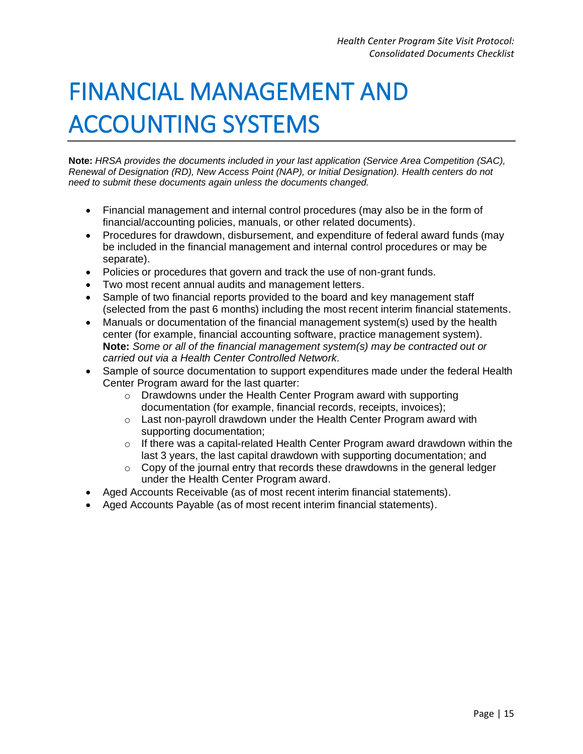# FINANCIAL MANAGEMENT AND ACCOUNTING SYSTEMS

**Note:** *HRSA provides the documents included in your last application (Service Area Competition (SAC), Renewal of Designation (RD), New Access Point (NAP), or Initial Designation). Health centers do not need to submit these documents again unless the documents changed.*

- Financial management and internal control procedures (may also be in the form of financial/accounting policies, manuals, or other related documents).
- Procedures for drawdown, disbursement, and expenditure of federal award funds (may be included in the financial management and internal control procedures or may be separate).
- Policies or procedures that govern and track the use of non-grant funds.
- Two most recent annual audits and management letters.
- Sample of two financial reports provided to the board and key management staff (selected from the past 6 months) including the most recent interim financial statements.
- Manuals or documentation of the financial management system(s) used by the health center (for example, financial accounting software, practice management system). **Note:** *Some or all of the financial management system(s) may be contracted out or carried out via a Health Center Controlled Network.*
- Sample of source documentation to support expenditures made under the federal Health Center Program award for the last quarter:
  - Drawdowns under the Health Center Program award with supporting documentation (for example, financial records, receipts, invoices);
  - Last non-payroll drawdown under the Health Center Program award with supporting documentation;
  - If there was a capital-related Health Center Program award drawdown within the last 3 years, the last capital drawdown with supporting documentation; and
  - Copy of the journal entry that records these drawdowns in the general ledger under the Health Center Program award.
- Aged Accounts Receivable (as of most recent interim financial statements).
- Aged Accounts Payable (as of most recent interim financial statements).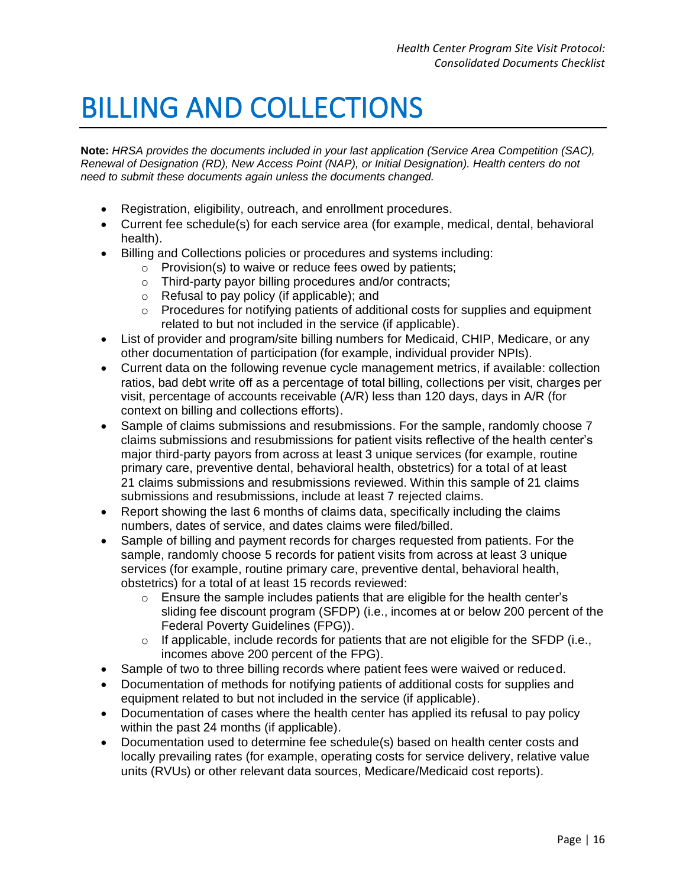# BILLING AND COLLECTIONS

**Note:** *HRSA provides the documents included in your last application (Service Area Competition (SAC), Renewal of Designation (RD), New Access Point (NAP), or Initial Designation). Health centers do not need to submit these documents again unless the documents changed.*

- Registration, eligibility, outreach, and enrollment procedures.
- Current fee schedule(s) for each service area (for example, medical, dental, behavioral health).
- Billing and Collections policies or procedures and systems including:
  - Provision(s) to waive or reduce fees owed by patients;
  - Third-party payor billing procedures and/or contracts;
  - Refusal to pay policy (if applicable); and
  - Procedures for notifying patients of additional costs for supplies and equipment related to but not included in the service (if applicable).
- List of provider and program/site billing numbers for Medicaid, CHIP, Medicare, or any other documentation of participation (for example, individual provider NPIs).
- Current data on the following revenue cycle management metrics, if available: collection ratios, bad debt write off as a percentage of total billing, collections per visit, charges per visit, percentage of accounts receivable (A/R) less than 120 days, days in A/R (for context on billing and collections efforts).
- Sample of claims submissions and resubmissions. For the sample, randomly choose 7 claims submissions and resubmissions for patient visits reflective of the health center's major third-party payors from across at least 3 unique services (for example, routine primary care, preventive dental, behavioral health, obstetrics) for a total of at least 21 claims submissions and resubmissions reviewed. Within this sample of 21 claims submissions and resubmissions, include at least 7 rejected claims.
- Report showing the last 6 months of claims data, specifically including the claims numbers, dates of service, and dates claims were filed/billed.
- Sample of billing and payment records for charges requested from patients. For the sample, randomly choose 5 records for patient visits from across at least 3 unique services (for example, routine primary care, preventive dental, behavioral health, obstetrics) for a total of at least 15 records reviewed:
  - Ensure the sample includes patients that are eligible for the health center's sliding fee discount program (SFDP) (i.e., incomes at or below 200 percent of the Federal Poverty Guidelines (FPG)).
  - If applicable, include records for patients that are not eligible for the SFDP (i.e., incomes above 200 percent of the FPG).
- Sample of two to three billing records where patient fees were waived or reduced.
- Documentation of methods for notifying patients of additional costs for supplies and equipment related to but not included in the service (if applicable).
- Documentation of cases where the health center has applied its refusal to pay policy within the past 24 months (if applicable).
- Documentation used to determine fee schedule(s) based on health center costs and locally prevailing rates (for example, operating costs for service delivery, relative value units (RVUs) or other relevant data sources, Medicare/Medicaid cost reports).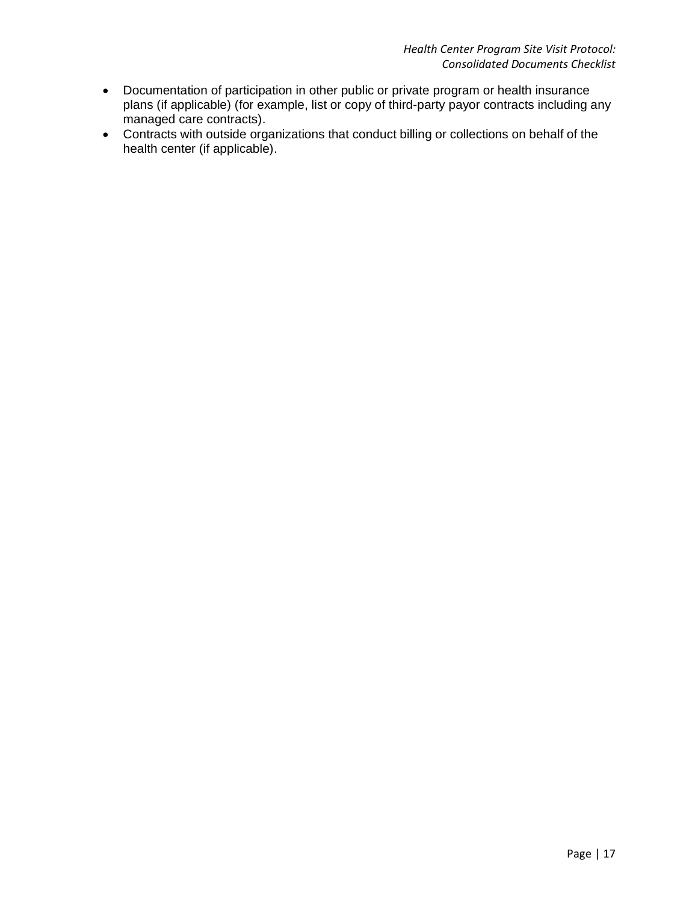- Documentation of participation in other public or private program or health insurance plans (if applicable) (for example, list or copy of third-party payor contracts including any managed care contracts).
- Contracts with outside organizations that conduct billing or collections on behalf of the health center (if applicable).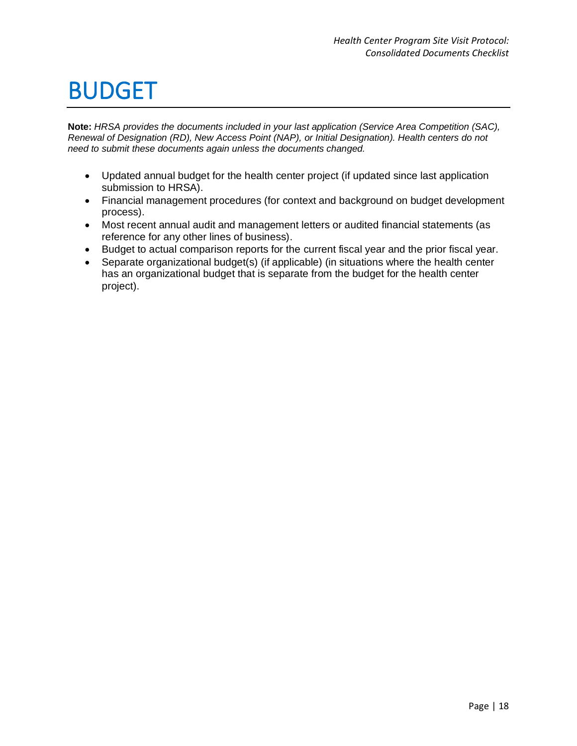# BUDGET

**Note:** *HRSA provides the documents included in your last application (Service Area Competition (SAC), Renewal of Designation (RD), New Access Point (NAP), or Initial Designation). Health centers do not need to submit these documents again unless the documents changed.*

- Updated annual budget for the health center project (if updated since last application submission to HRSA).
- Financial management procedures (for context and background on budget development process).
- Most recent annual audit and management letters or audited financial statements (as reference for any other lines of business).
- Budget to actual comparison reports for the current fiscal year and the prior fiscal year.
- Separate organizational budget(s) (if applicable) (in situations where the health center has an organizational budget that is separate from the budget for the health center project).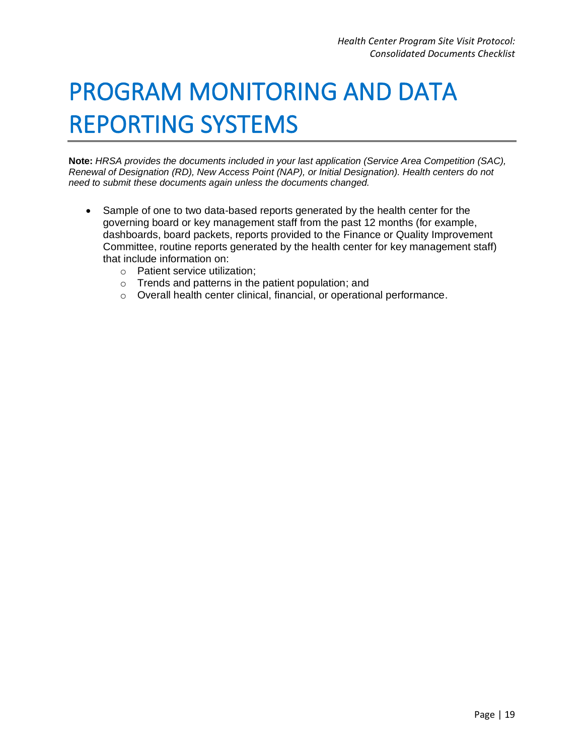# PROGRAM MONITORING AND DATA REPORTING SYSTEMS

**Note:** *HRSA provides the documents included in your last application (Service Area Competition (SAC), Renewal of Designation (RD), New Access Point (NAP), or Initial Designation). Health centers do not need to submit these documents again unless the documents changed.*

- Sample of one to two data-based reports generated by the health center for the governing board or key management staff from the past 12 months (for example, dashboards, board packets, reports provided to the Finance or Quality Improvement Committee, routine reports generated by the health center for key management staff) that include information on:
  - Patient service utilization;
  - Trends and patterns in the patient population; and
  - Overall health center clinical, financial, or operational performance.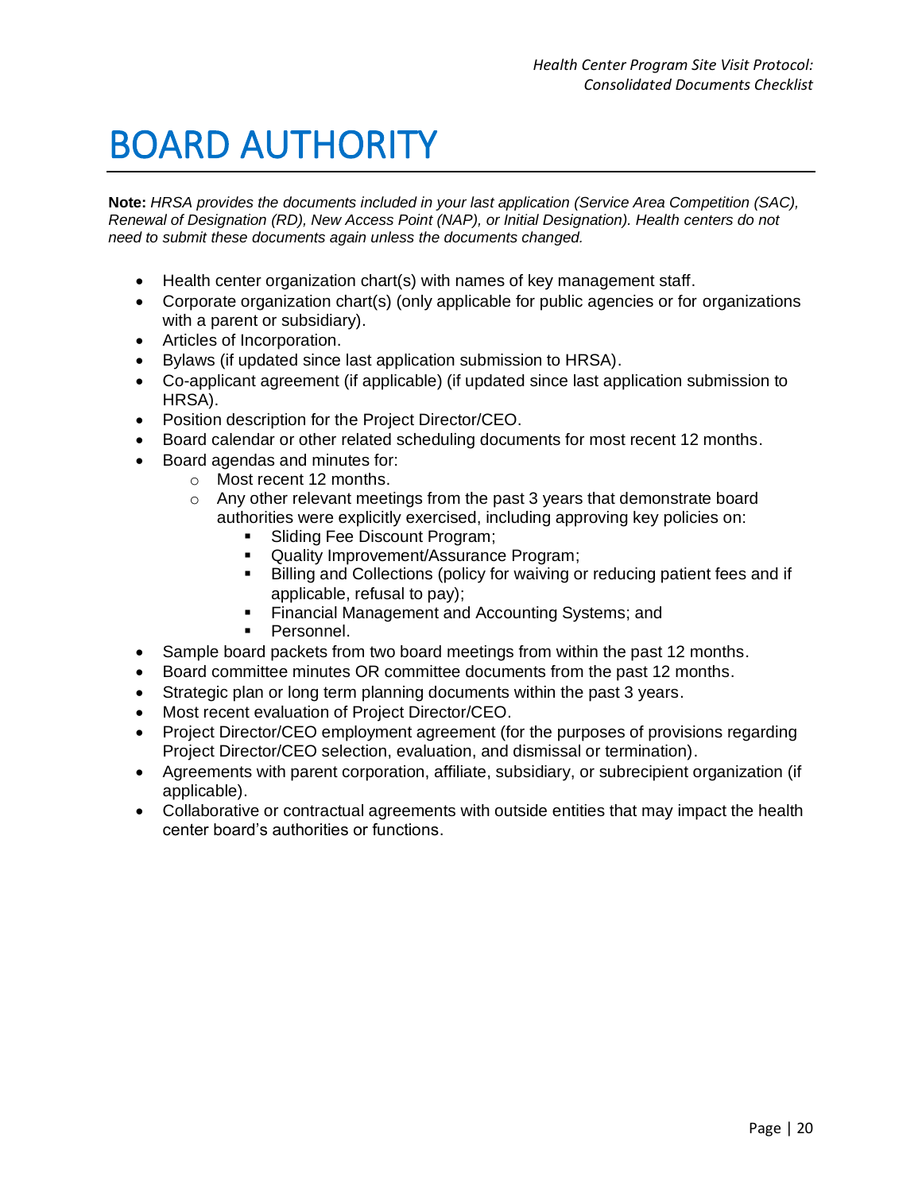# BOARD AUTHORITY

**Note:** *HRSA provides the documents included in your last application (Service Area Competition (SAC), Renewal of Designation (RD), New Access Point (NAP), or Initial Designation). Health centers do not need to submit these documents again unless the documents changed.*

- Health center organization chart(s) with names of key management staff.
- Corporate organization chart(s) (only applicable for public agencies or for organizations with a parent or subsidiary).
- Articles of Incorporation.
- Bylaws (if updated since last application submission to HRSA).
- Co-applicant agreement (if applicable) (if updated since last application submission to HRSA).
- Position description for the Project Director/CEO.
- Board calendar or other related scheduling documents for most recent 12 months.
- Board agendas and minutes for:
  - Most recent 12 months.
  - Any other relevant meetings from the past 3 years that demonstrate board authorities were explicitly exercised, including approving key policies on:
    - Sliding Fee Discount Program;
    - Quality Improvement/Assurance Program;
    - Billing and Collections (policy for waiving or reducing patient fees and if applicable, refusal to pay);
    - Financial Management and Accounting Systems; and
    - Personnel.
- Sample board packets from two board meetings from within the past 12 months.
- Board committee minutes OR committee documents from the past 12 months.
- Strategic plan or long term planning documents within the past 3 years.
- Most recent evaluation of Project Director/CEO.
- Project Director/CEO employment agreement (for the purposes of provisions regarding Project Director/CEO selection, evaluation, and dismissal or termination).
- Agreements with parent corporation, affiliate, subsidiary, or subrecipient organization (if applicable).
- Collaborative or contractual agreements with outside entities that may impact the health center board's authorities or functions.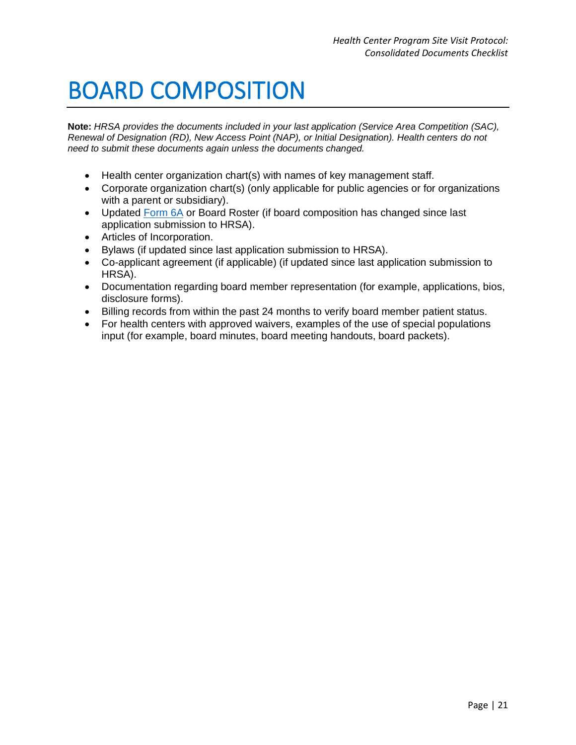# BOARD COMPOSITION

**Note:** *HRSA provides the documents included in your last application (Service Area Competition (SAC), Renewal of Designation (RD), New Access Point (NAP), or Initial Designation). Health centers do not need to submit these documents again unless the documents changed.*

- Health center organization chart(s) with names of key management staff.
- Corporate organization chart(s) (only applicable for public agencies or for organizations with a parent or subsidiary).
- Updated Form 6A or Board Roster (if board composition has changed since last application submission to HRSA).
- Articles of Incorporation.
- Bylaws (if updated since last application submission to HRSA).
- Co-applicant agreement (if applicable) (if updated since last application submission to HRSA).
- Documentation regarding board member representation (for example, applications, bios, disclosure forms).
- Billing records from within the past 24 months to verify board member patient status.
- For health centers with approved waivers, examples of the use of special populations input (for example, board minutes, board meeting handouts, board packets).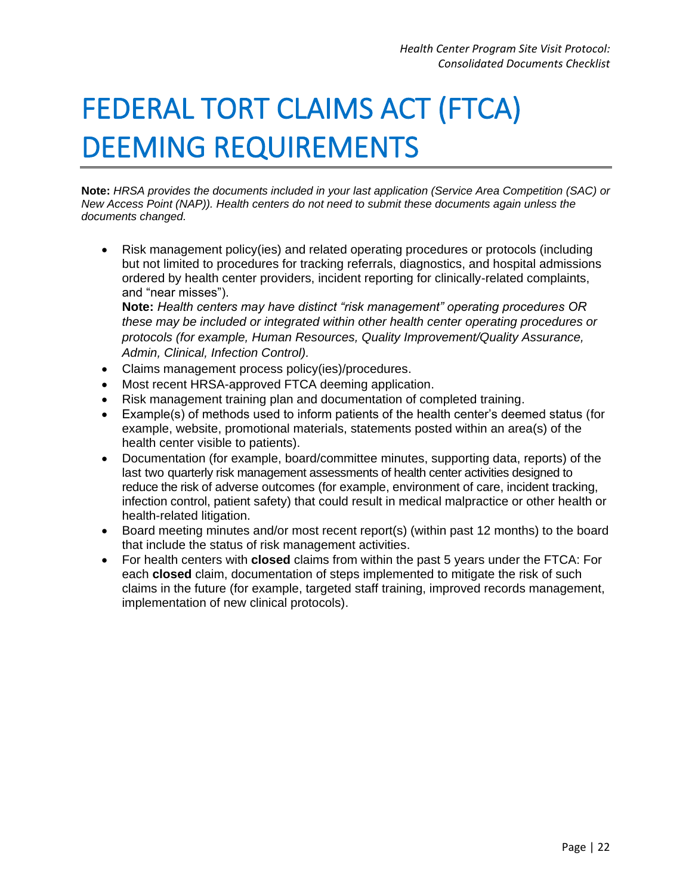# FEDERAL TORT CLAIMS ACT (FTCA) DEEMING REQUIREMENTS

**Note:** *HRSA provides the documents included in your last application (Service Area Competition (SAC) or New Access Point (NAP)). Health centers do not need to submit these documents again unless the documents changed.*

- Risk management policy(ies) and related operating procedures or protocols (including but not limited to procedures for tracking referrals, diagnostics, and hospital admissions ordered by health center providers, incident reporting for clinically-related complaints, and "near misses").
  **Note:** *Health centers may have distinct "risk management" operating procedures OR these may be included or integrated within other health center operating procedures or protocols (for example, Human Resources, Quality Improvement/Quality Assurance, Admin, Clinical, Infection Control).*
- Claims management process policy(ies)/procedures.
- Most recent HRSA-approved FTCA deeming application.
- Risk management training plan and documentation of completed training.
- Example(s) of methods used to inform patients of the health center's deemed status (for example, website, promotional materials, statements posted within an area(s) of the health center visible to patients).
- Documentation (for example, board/committee minutes, supporting data, reports) of the last two quarterly risk management assessments of health center activities designed to reduce the risk of adverse outcomes (for example, environment of care, incident tracking, infection control, patient safety) that could result in medical malpractice or other health or health-related litigation.
- Board meeting minutes and/or most recent report(s) (within past 12 months) to the board that include the status of risk management activities.
- For health centers with **closed** claims from within the past 5 years under the FTCA: For each **closed** claim, documentation of steps implemented to mitigate the risk of such claims in the future (for example, targeted staff training, improved records management, implementation of new clinical protocols).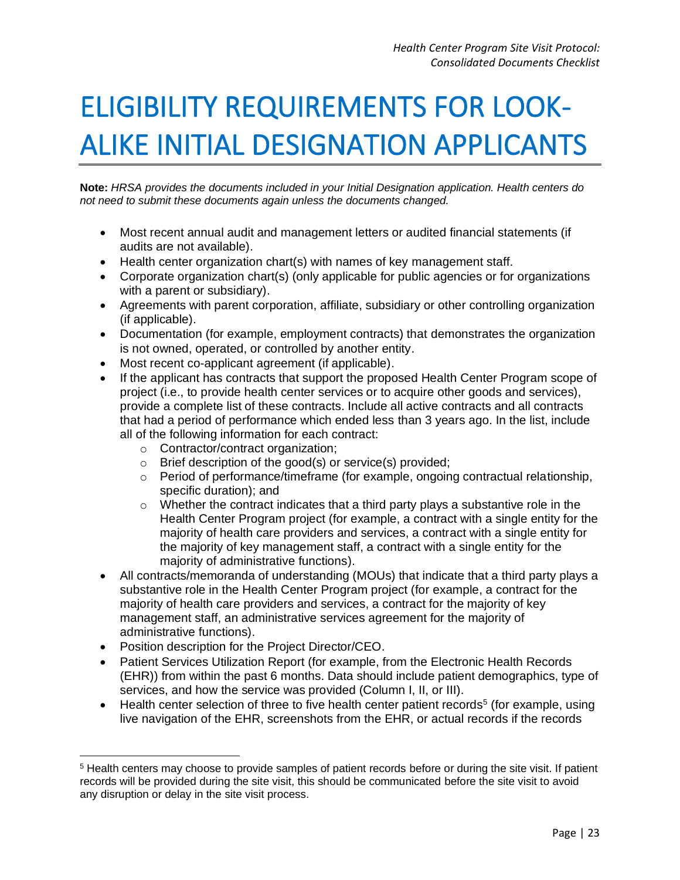# ELIGIBILITY REQUIREMENTS FOR LOOK-ALIKE INITIAL DESIGNATION APPLICANTS

**Note:** *HRSA provides the documents included in your Initial Designation application. Health centers do not need to submit these documents again unless the documents changed.*

- Most recent annual audit and management letters or audited financial statements (if audits are not available).
- Health center organization chart(s) with names of key management staff.
- Corporate organization chart(s) (only applicable for public agencies or for organizations with a parent or subsidiary).
- Agreements with parent corporation, affiliate, subsidiary or other controlling organization (if applicable).
- Documentation (for example, employment contracts) that demonstrates the organization is not owned, operated, or controlled by another entity.
- Most recent co-applicant agreement (if applicable).
- If the applicant has contracts that support the proposed Health Center Program scope of project (i.e., to provide health center services or to acquire other goods and services), provide a complete list of these contracts. Include all active contracts and all contracts that had a period of performance which ended less than 3 years ago. In the list, include all of the following information for each contract:
  - Contractor/contract organization;
  - Brief description of the good(s) or service(s) provided;
  - Period of performance/timeframe (for example, ongoing contractual relationship, specific duration); and
  - Whether the contract indicates that a third party plays a substantive role in the Health Center Program project (for example, a contract with a single entity for the majority of health care providers and services, a contract with a single entity for the majority of key management staff, a contract with a single entity for the majority of administrative functions).
- All contracts/memoranda of understanding (MOUs) that indicate that a third party plays a substantive role in the Health Center Program project (for example, a contract for the majority of health care providers and services, a contract for the majority of key management staff, an administrative services agreement for the majority of administrative functions).
- Position description for the Project Director/CEO.
- Patient Services Utilization Report (for example, from the Electronic Health Records (EHR)) from within the past 6 months. Data should include patient demographics, type of services, and how the service was provided (Column I, II, or III).
- Health center selection of three to five health center patient records[5] (for example, using live navigation of the EHR, screenshots from the EHR, or actual records if the records

[5] Health centers may choose to provide samples of patient records before or during the site visit. If patient records will be provided during the site visit, this should be communicated before the site visit to avoid any disruption or delay in the site visit process.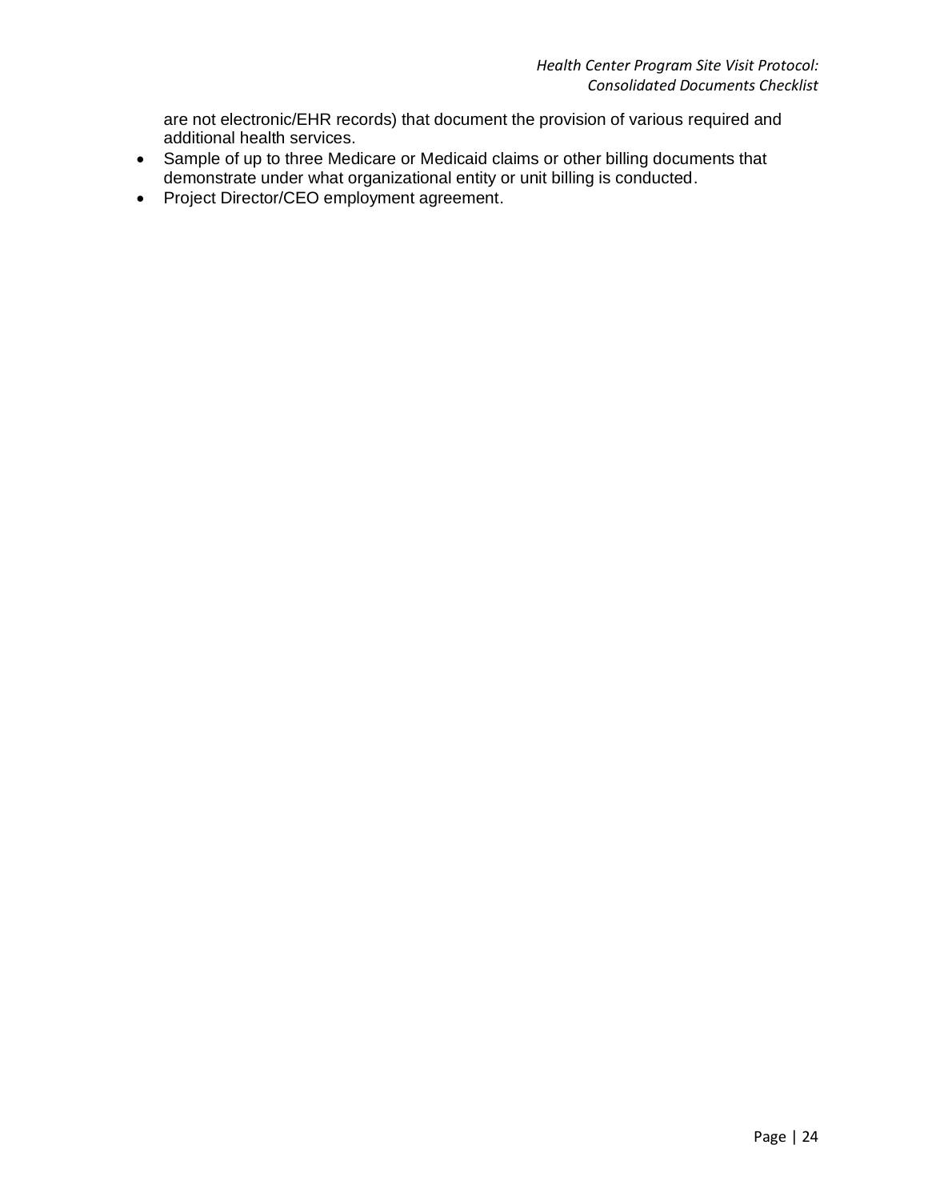are not electronic/EHR records) that document the provision of various required and additional health services.

- Sample of up to three Medicare or Medicaid claims or other billing documents that demonstrate under what organizational entity or unit billing is conducted.
- Project Director/CEO employment agreement.